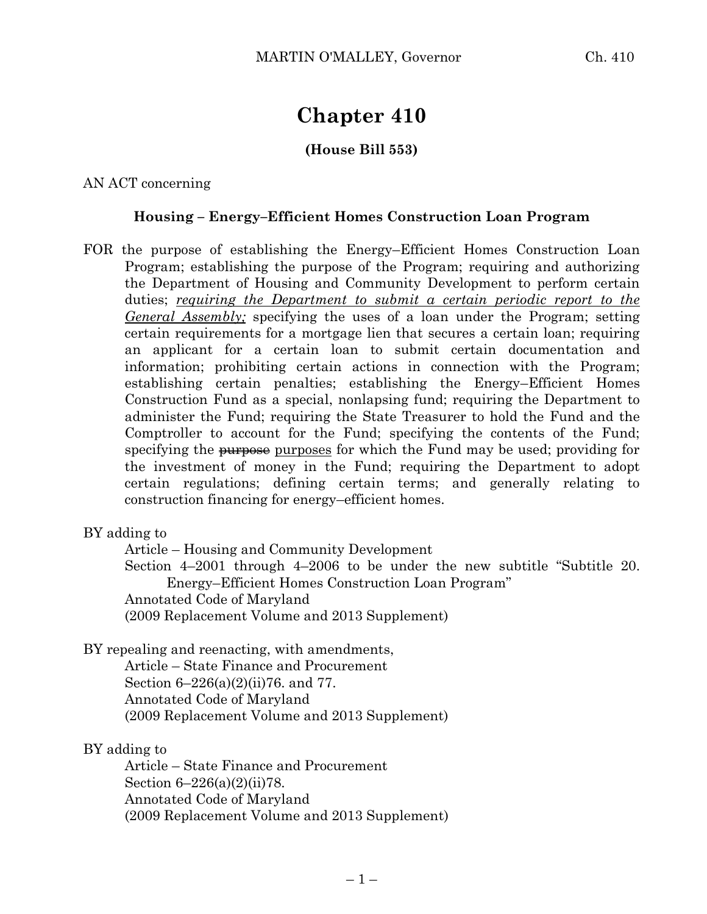# Chapter 410

**(House Bill 553)**

AN ACT concerning

**Housing – Energy–Efficient Homes Construction Loan Program**

FOR the purpose of establishing the Energy–Efficient Homes Construction Loan Program; establishing the purpose of the Program; requiring and authorizing the Department of Housing and Community Development to perform certain duties; *requiring the Department to submit a certain periodic report to the General Assembly;* specifying the uses of a loan under the Program; setting certain requirements for a mortgage lien that secures a certain loan; requiring an applicant for a certain loan to submit certain documentation and information; prohibiting certain actions in connection with the Program; establishing certain penalties; establishing the Energy–Efficient Homes Construction Fund as a special, nonlapsing fund; requiring the Department to administer the Fund; requiring the State Treasurer to hold the Fund and the Comptroller to account for the Fund; specifying the contents of the Fund; specifying the ~~purpose~~ purposes for which the Fund may be used; providing for the investment of money in the Fund; requiring the Department to adopt certain regulations; defining certain terms; and generally relating to construction financing for energy–efficient homes.

BY adding to
Article – Housing and Community Development
Section 4–2001 through 4–2006 to be under the new subtitle "Subtitle 20. Energy–Efficient Homes Construction Loan Program"
Annotated Code of Maryland
(2009 Replacement Volume and 2013 Supplement)

BY repealing and reenacting, with amendments,
Article – State Finance and Procurement
Section 6–226(a)(2)(ii)76. and 77.
Annotated Code of Maryland
(2009 Replacement Volume and 2013 Supplement)

BY adding to
Article – State Finance and Procurement
Section 6–226(a)(2)(ii)78.
Annotated Code of Maryland
(2009 Replacement Volume and 2013 Supplement)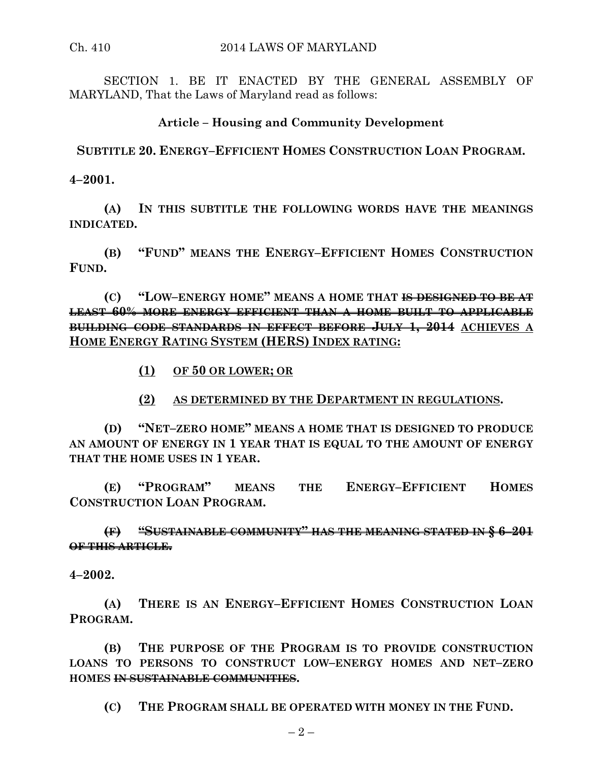SECTION 1. BE IT ENACTED BY THE GENERAL ASSEMBLY OF MARYLAND, That the Laws of Maryland read as follows:

**Article – Housing and Community Development**

**SUBTITLE 20. ENERGY–EFFICIENT HOMES CONSTRUCTION LOAN PROGRAM.**

**4–2001.**

**(A) IN THIS SUBTITLE THE FOLLOWING WORDS HAVE THE MEANINGS INDICATED.**

**(B) "FUND" MEANS THE ENERGY–EFFICIENT HOMES CONSTRUCTION FUND.**

**(C) "LOW–ENERGY HOME" MEANS A HOME THAT ~~IS DESIGNED TO BE AT LEAST 60% MORE ENERGY EFFICIENT THAN A HOME BUILT TO APPLICABLE BUILDING CODE STANDARDS IN EFFECT BEFORE JULY 1, 2014~~ <u>ACHIEVES A HOME ENERGY RATING SYSTEM (HERS) INDEX RATING:</u>**

**<u>(1) OF 50 OR LOWER; OR</u>**

**<u>(2) AS DETERMINED BY THE DEPARTMENT IN REGULATIONS</u>.**

**(D) "NET–ZERO HOME" MEANS A HOME THAT IS DESIGNED TO PRODUCE AN AMOUNT OF ENERGY IN 1 YEAR THAT IS EQUAL TO THE AMOUNT OF ENERGY THAT THE HOME USES IN 1 YEAR.**

**(E) "PROGRAM" MEANS THE ENERGY–EFFICIENT HOMES CONSTRUCTION LOAN PROGRAM.**

**~~(F) "SUSTAINABLE COMMUNITY" HAS THE MEANING STATED IN § 6–201 OF THIS ARTICLE.~~**

**4–2002.**

**(A) THERE IS AN ENERGY–EFFICIENT HOMES CONSTRUCTION LOAN PROGRAM.**

**(B) THE PURPOSE OF THE PROGRAM IS TO PROVIDE CONSTRUCTION LOANS TO PERSONS TO CONSTRUCT LOW–ENERGY HOMES AND NET–ZERO HOMES ~~IN SUSTAINABLE COMMUNITIES~~.**

**(C) THE PROGRAM SHALL BE OPERATED WITH MONEY IN THE FUND.**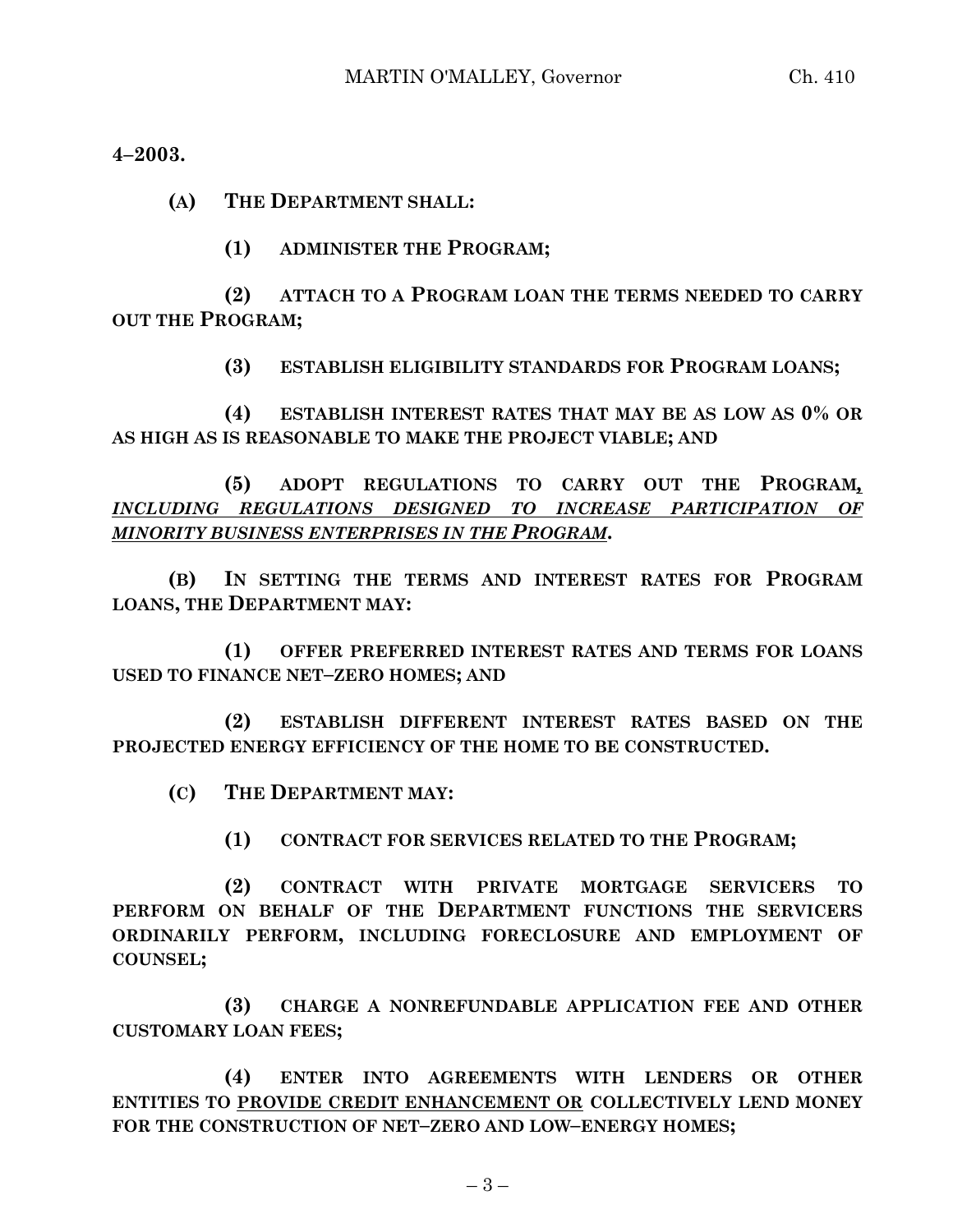**4–2003.**

**(A) THE DEPARTMENT SHALL:**

**(1) ADMINISTER THE PROGRAM;**

**(2) ATTACH TO A PROGRAM LOAN THE TERMS NEEDED TO CARRY OUT THE PROGRAM;**

**(3) ESTABLISH ELIGIBILITY STANDARDS FOR PROGRAM LOANS;**

**(4) ESTABLISH INTEREST RATES THAT MAY BE AS LOW AS 0% OR AS HIGH AS IS REASONABLE TO MAKE THE PROJECT VIABLE; AND**

**(5) ADOPT REGULATIONS TO CARRY OUT THE PROGRAM, *INCLUDING REGULATIONS DESIGNED TO INCREASE PARTICIPATION OF MINORITY BUSINESS ENTERPRISES IN THE PROGRAM*.**

**(B) IN SETTING THE TERMS AND INTEREST RATES FOR PROGRAM LOANS, THE DEPARTMENT MAY:**

**(1) OFFER PREFERRED INTEREST RATES AND TERMS FOR LOANS USED TO FINANCE NET–ZERO HOMES; AND**

**(2) ESTABLISH DIFFERENT INTEREST RATES BASED ON THE PROJECTED ENERGY EFFICIENCY OF THE HOME TO BE CONSTRUCTED.**

**(C) THE DEPARTMENT MAY:**

**(1) CONTRACT FOR SERVICES RELATED TO THE PROGRAM;**

**(2) CONTRACT WITH PRIVATE MORTGAGE SERVICERS TO PERFORM ON BEHALF OF THE DEPARTMENT FUNCTIONS THE SERVICERS ORDINARILY PERFORM, INCLUDING FORECLOSURE AND EMPLOYMENT OF COUNSEL;**

**(3) CHARGE A NONREFUNDABLE APPLICATION FEE AND OTHER CUSTOMARY LOAN FEES;**

**(4) ENTER INTO AGREEMENTS WITH LENDERS OR OTHER ENTITIES TO PROVIDE CREDIT ENHANCEMENT OR COLLECTIVELY LEND MONEY FOR THE CONSTRUCTION OF NET–ZERO AND LOW–ENERGY HOMES;**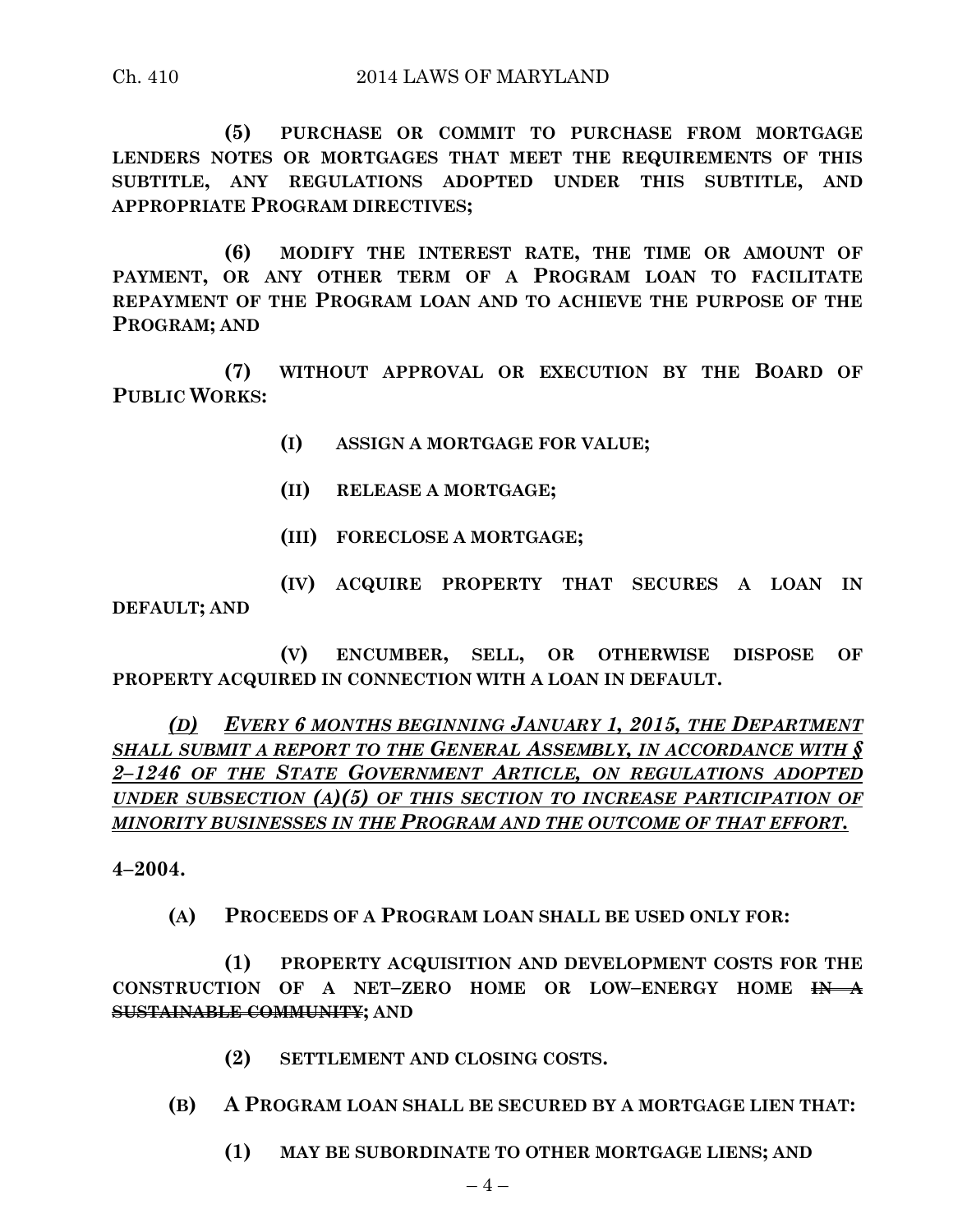**(5) PURCHASE OR COMMIT TO PURCHASE FROM MORTGAGE LENDERS NOTES OR MORTGAGES THAT MEET THE REQUIREMENTS OF THIS SUBTITLE, ANY REGULATIONS ADOPTED UNDER THIS SUBTITLE, AND APPROPRIATE PROGRAM DIRECTIVES;**

**(6) MODIFY THE INTEREST RATE, THE TIME OR AMOUNT OF PAYMENT, OR ANY OTHER TERM OF A PROGRAM LOAN TO FACILITATE REPAYMENT OF THE PROGRAM LOAN AND TO ACHIEVE THE PURPOSE OF THE PROGRAM; AND**

**(7) WITHOUT APPROVAL OR EXECUTION BY THE BOARD OF PUBLIC WORKS:**

**(I) ASSIGN A MORTGAGE FOR VALUE;**

**(II) RELEASE A MORTGAGE;**

**(III) FORECLOSE A MORTGAGE;**

**(IV) ACQUIRE PROPERTY THAT SECURES A LOAN IN DEFAULT; AND**

**(V) ENCUMBER, SELL, OR OTHERWISE DISPOSE OF PROPERTY ACQUIRED IN CONNECTION WITH A LOAN IN DEFAULT.**

***(D) EVERY 6 MONTHS BEGINNING JANUARY 1, 2015, THE DEPARTMENT SHALL SUBMIT A REPORT TO THE GENERAL ASSEMBLY, IN ACCORDANCE WITH § 2–1246 OF THE STATE GOVERNMENT ARTICLE, ON REGULATIONS ADOPTED UNDER SUBSECTION (A)(5) OF THIS SECTION TO INCREASE PARTICIPATION OF MINORITY BUSINESSES IN THE PROGRAM AND THE OUTCOME OF THAT EFFORT.***

**4–2004.**

**(A) PROCEEDS OF A PROGRAM LOAN SHALL BE USED ONLY FOR:**

**(1) PROPERTY ACQUISITION AND DEVELOPMENT COSTS FOR THE CONSTRUCTION OF A NET–ZERO HOME OR LOW–ENERGY HOME ~~IN A SUSTAINABLE COMMUNITY~~; AND**

**(2) SETTLEMENT AND CLOSING COSTS.**

**(B) A PROGRAM LOAN SHALL BE SECURED BY A MORTGAGE LIEN THAT:**

**(1) MAY BE SUBORDINATE TO OTHER MORTGAGE LIENS; AND**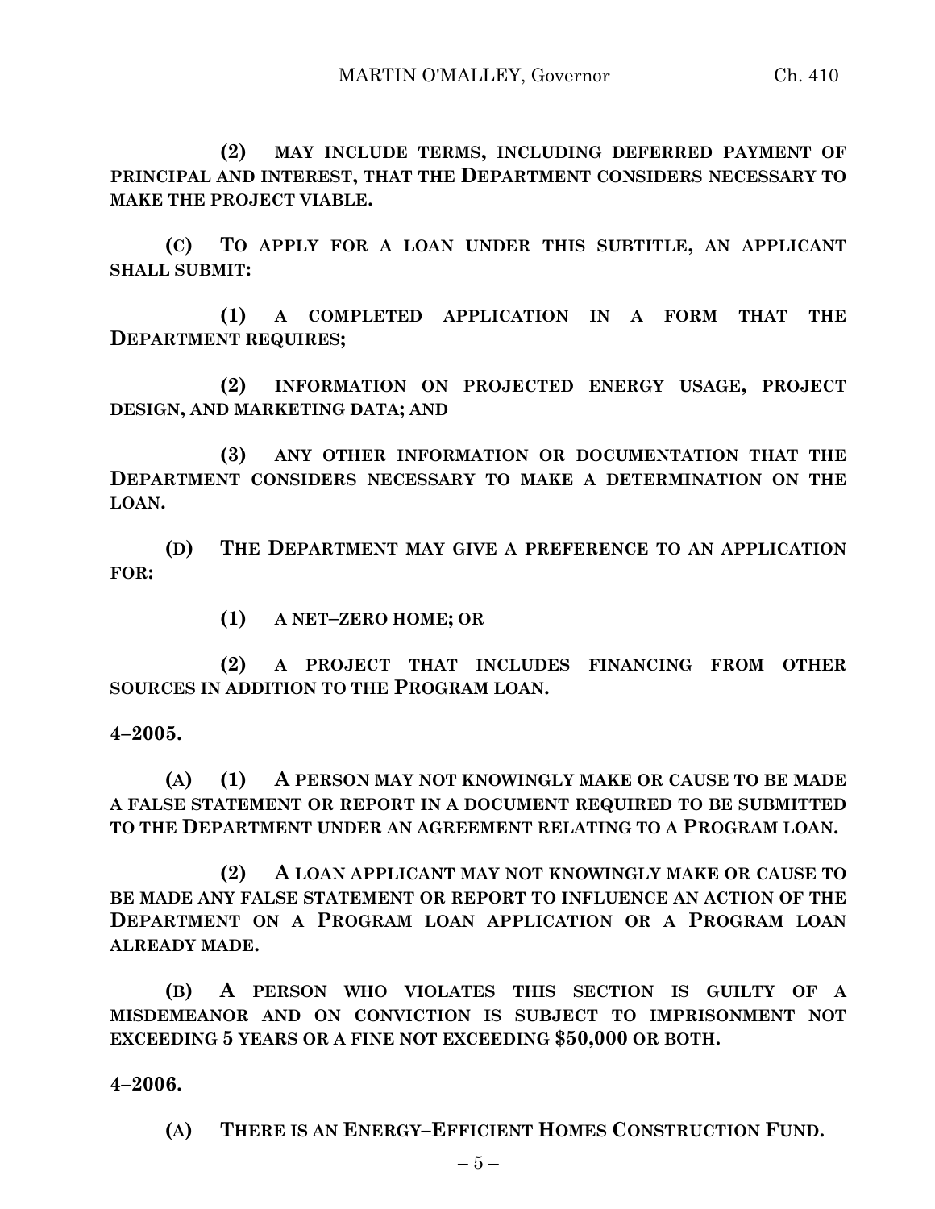**(2) MAY INCLUDE TERMS, INCLUDING DEFERRED PAYMENT OF PRINCIPAL AND INTEREST, THAT THE DEPARTMENT CONSIDERS NECESSARY TO MAKE THE PROJECT VIABLE.**

**(C) TO APPLY FOR A LOAN UNDER THIS SUBTITLE, AN APPLICANT SHALL SUBMIT:**

**(1) A COMPLETED APPLICATION IN A FORM THAT THE DEPARTMENT REQUIRES;**

**(2) INFORMATION ON PROJECTED ENERGY USAGE, PROJECT DESIGN, AND MARKETING DATA; AND**

**(3) ANY OTHER INFORMATION OR DOCUMENTATION THAT THE DEPARTMENT CONSIDERS NECESSARY TO MAKE A DETERMINATION ON THE LOAN.**

**(D) THE DEPARTMENT MAY GIVE A PREFERENCE TO AN APPLICATION FOR:**

**(1) A NET–ZERO HOME; OR**

**(2) A PROJECT THAT INCLUDES FINANCING FROM OTHER SOURCES IN ADDITION TO THE PROGRAM LOAN.**

**4–2005.**

**(A) (1) A PERSON MAY NOT KNOWINGLY MAKE OR CAUSE TO BE MADE A FALSE STATEMENT OR REPORT IN A DOCUMENT REQUIRED TO BE SUBMITTED TO THE DEPARTMENT UNDER AN AGREEMENT RELATING TO A PROGRAM LOAN.**

**(2) A LOAN APPLICANT MAY NOT KNOWINGLY MAKE OR CAUSE TO BE MADE ANY FALSE STATEMENT OR REPORT TO INFLUENCE AN ACTION OF THE DEPARTMENT ON A PROGRAM LOAN APPLICATION OR A PROGRAM LOAN ALREADY MADE.**

**(B) A PERSON WHO VIOLATES THIS SECTION IS GUILTY OF A MISDEMEANOR AND ON CONVICTION IS SUBJECT TO IMPRISONMENT NOT EXCEEDING 5 YEARS OR A FINE NOT EXCEEDING $50,000 OR BOTH.**

**4–2006.**

**(A) THERE IS AN ENERGY–EFFICIENT HOMES CONSTRUCTION FUND.**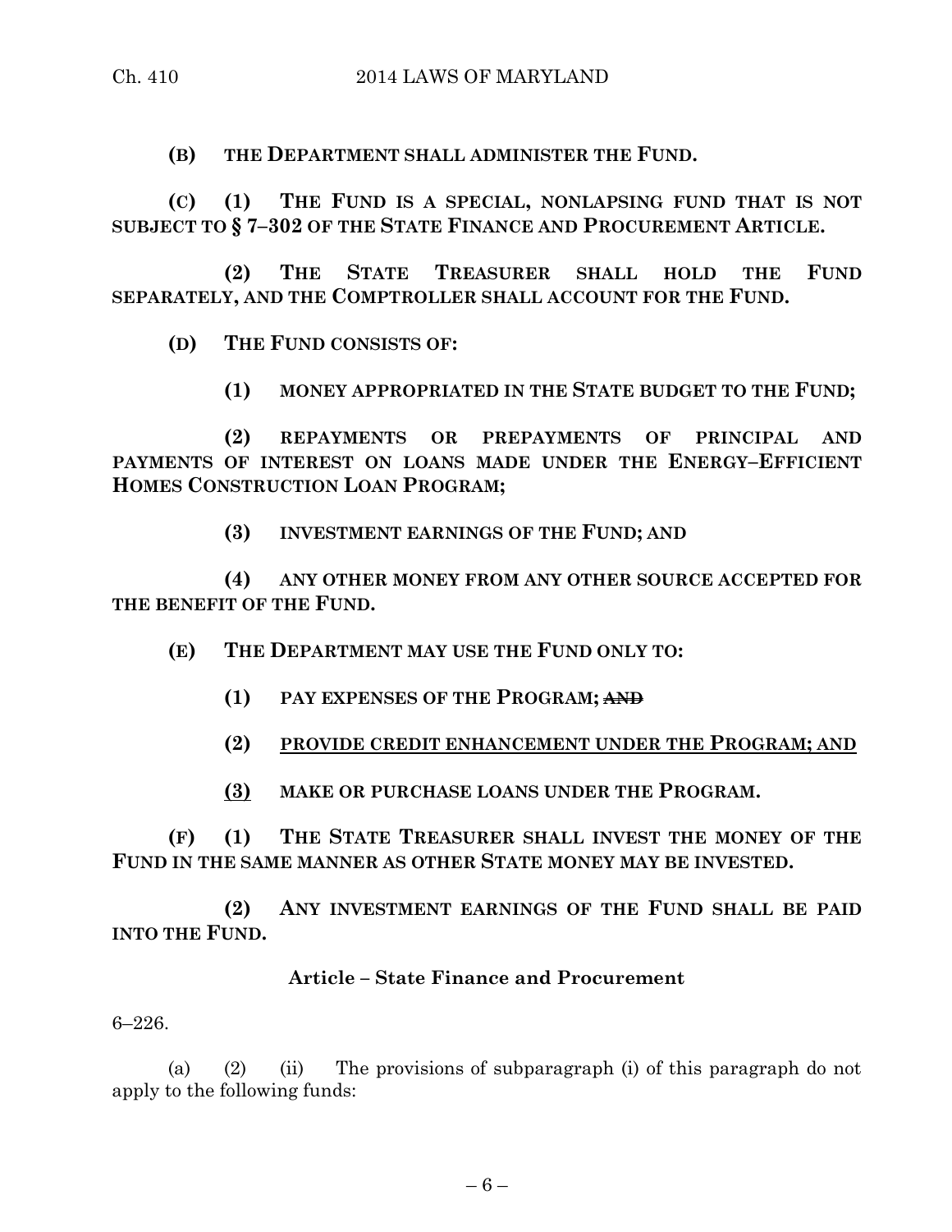**(B) THE DEPARTMENT SHALL ADMINISTER THE FUND.**

**(C) (1) THE FUND IS A SPECIAL, NONLAPSING FUND THAT IS NOT SUBJECT TO § 7–302 OF THE STATE FINANCE AND PROCUREMENT ARTICLE.**

**(2) THE STATE TREASURER SHALL HOLD THE FUND SEPARATELY, AND THE COMPTROLLER SHALL ACCOUNT FOR THE FUND.**

**(D) THE FUND CONSISTS OF:**

**(1) MONEY APPROPRIATED IN THE STATE BUDGET TO THE FUND;**

**(2) REPAYMENTS OR PREPAYMENTS OF PRINCIPAL AND PAYMENTS OF INTEREST ON LOANS MADE UNDER THE ENERGY–EFFICIENT HOMES CONSTRUCTION LOAN PROGRAM;**

**(3) INVESTMENT EARNINGS OF THE FUND; AND**

**(4) ANY OTHER MONEY FROM ANY OTHER SOURCE ACCEPTED FOR THE BENEFIT OF THE FUND.**

**(E) THE DEPARTMENT MAY USE THE FUND ONLY TO:**

**(1) PAY EXPENSES OF THE PROGRAM;** ~~**AND**~~

**(2)** <u>**PROVIDE CREDIT ENHANCEMENT UNDER THE PROGRAM; AND**</u>

<u>**(3)**</u> **MAKE OR PURCHASE LOANS UNDER THE PROGRAM.**

**(F) (1) THE STATE TREASURER SHALL INVEST THE MONEY OF THE FUND IN THE SAME MANNER AS OTHER STATE MONEY MAY BE INVESTED.**

**(2) ANY INVESTMENT EARNINGS OF THE FUND SHALL BE PAID INTO THE FUND.**

**Article – State Finance and Procurement**

6–226.

(a) (2) (ii) The provisions of subparagraph (i) of this paragraph do not apply to the following funds: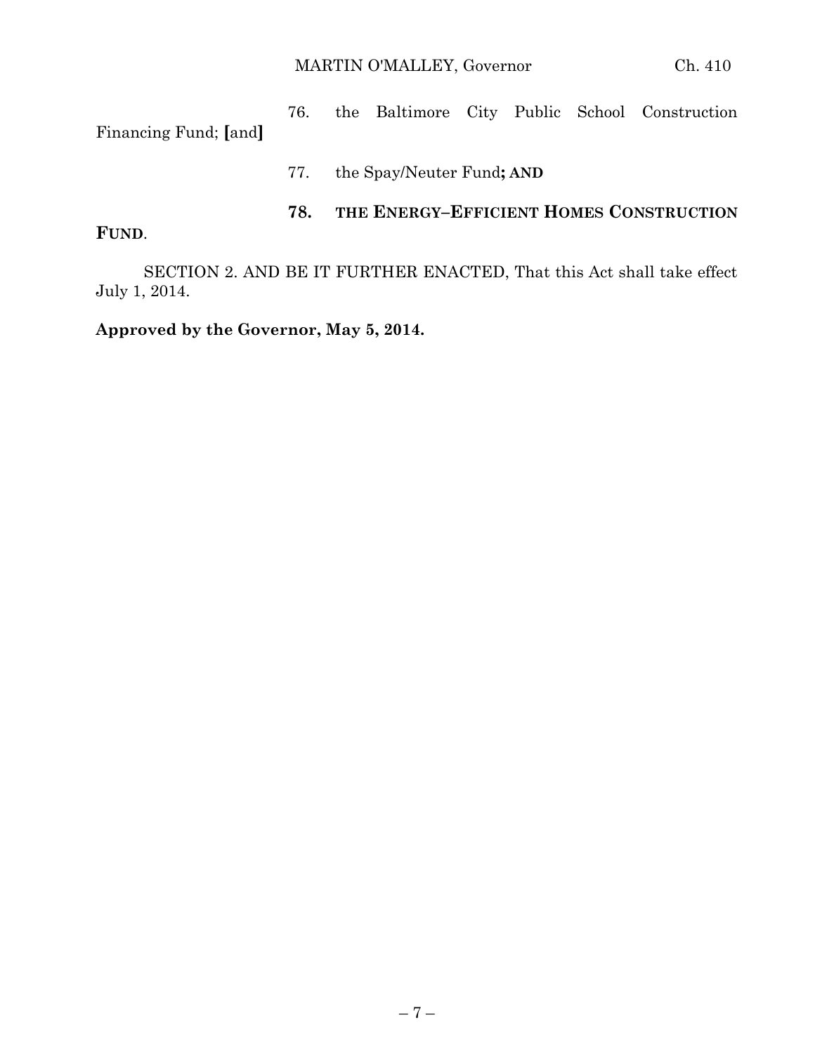76. the Baltimore City Public School Construction Financing Fund; **[**and**]**

77. the Spay/Neuter Fund**; AND**

**78. THE ENERGY–EFFICIENT HOMES CONSTRUCTION FUND**.

SECTION 2. AND BE IT FURTHER ENACTED, That this Act shall take effect July 1, 2014.

**Approved by the Governor, May 5, 2014.**